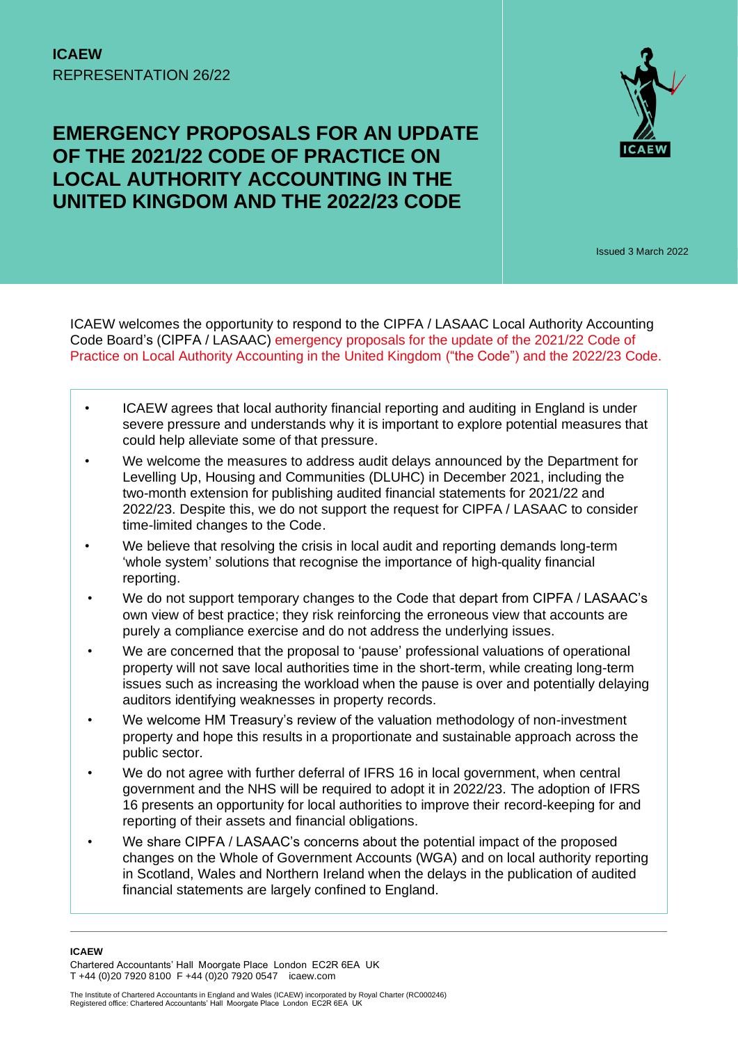**ICAEW**
REPRESENTATION 26/22

# EMERGENCY PROPOSALS FOR AN UPDATE OF THE 2021/22 CODE OF PRACTICE ON LOCAL AUTHORITY ACCOUNTING IN THE UNITED KINGDOM AND THE 2022/23 CODE

Issued 3 March 2022

ICAEW welcomes the opportunity to respond to the CIPFA / LASAAC Local Authority Accounting Code Board's (CIPFA / LASAAC) emergency proposals for the update of the 2021/22 Code of Practice on Local Authority Accounting in the United Kingdom ("the Code") and the 2022/23 Code.

- ICAEW agrees that local authority financial reporting and auditing in England is under severe pressure and understands why it is important to explore potential measures that could help alleviate some of that pressure.
- We welcome the measures to address audit delays announced by the Department for Levelling Up, Housing and Communities (DLUHC) in December 2021, including the two-month extension for publishing audited financial statements for 2021/22 and 2022/23. Despite this, we do not support the request for CIPFA / LASAAC to consider time-limited changes to the Code.
- We believe that resolving the crisis in local audit and reporting demands long-term 'whole system' solutions that recognise the importance of high-quality financial reporting.
- We do not support temporary changes to the Code that depart from CIPFA / LASAAC's own view of best practice; they risk reinforcing the erroneous view that accounts are purely a compliance exercise and do not address the underlying issues.
- We are concerned that the proposal to 'pause' professional valuations of operational property will not save local authorities time in the short-term, while creating long-term issues such as increasing the workload when the pause is over and potentially delaying auditors identifying weaknesses in property records.
- We welcome HM Treasury's review of the valuation methodology of non-investment property and hope this results in a proportionate and sustainable approach across the public sector.
- We do not agree with further deferral of IFRS 16 in local government, when central government and the NHS will be required to adopt it in 2022/23. The adoption of IFRS 16 presents an opportunity for local authorities to improve their record-keeping for and reporting of their assets and financial obligations.
- We share CIPFA / LASAAC's concerns about the potential impact of the proposed changes on the Whole of Government Accounts (WGA) and on local authority reporting in Scotland, Wales and Northern Ireland when the delays in the publication of audited financial statements are largely confined to England.

**ICAEW**
Chartered Accountants' Hall Moorgate Place London EC2R 6EA UK
T +44 (0)20 7920 8100 F +44 (0)20 7920 0547 icaew.com

The Institute of Chartered Accountants in England and Wales (ICAEW) incorporated by Royal Charter (RC000246)
Registered office: Chartered Accountants' Hall Moorgate Place London EC2R 6EA UK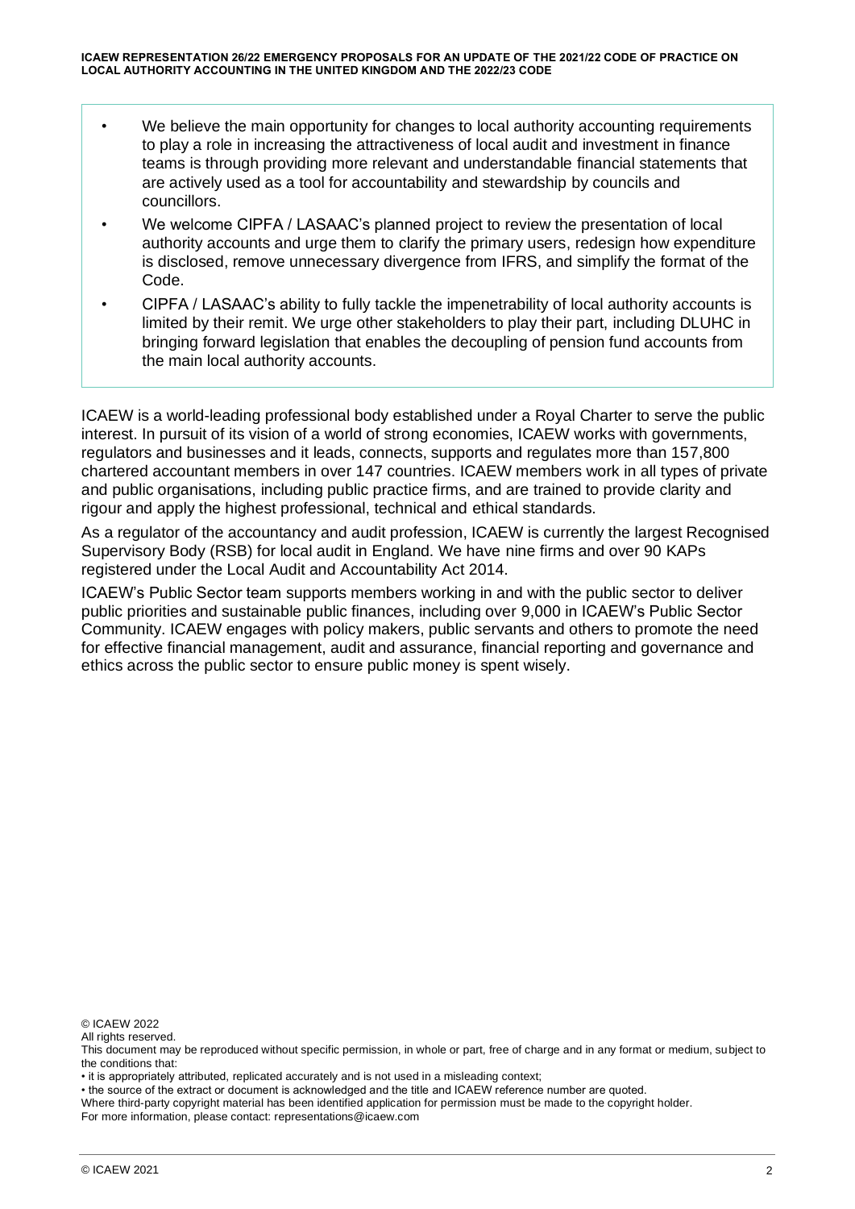- We believe the main opportunity for changes to local authority accounting requirements to play a role in increasing the attractiveness of local audit and investment in finance teams is through providing more relevant and understandable financial statements that are actively used as a tool for accountability and stewardship by councils and councillors.
- We welcome CIPFA / LASAAC's planned project to review the presentation of local authority accounts and urge them to clarify the primary users, redesign how expenditure is disclosed, remove unnecessary divergence from IFRS, and simplify the format of the Code.
- CIPFA / LASAAC's ability to fully tackle the impenetrability of local authority accounts is limited by their remit. We urge other stakeholders to play their part, including DLUHC in bringing forward legislation that enables the decoupling of pension fund accounts from the main local authority accounts.

ICAEW is a world-leading professional body established under a Royal Charter to serve the public interest. In pursuit of its vision of a world of strong economies, ICAEW works with governments, regulators and businesses and it leads, connects, supports and regulates more than 157,800 chartered accountant members in over 147 countries. ICAEW members work in all types of private and public organisations, including public practice firms, and are trained to provide clarity and rigour and apply the highest professional, technical and ethical standards.

As a regulator of the accountancy and audit profession, ICAEW is currently the largest Recognised Supervisory Body (RSB) for local audit in England. We have nine firms and over 90 KAPs registered under the Local Audit and Accountability Act 2014.

ICAEW's Public Sector team supports members working in and with the public sector to deliver public priorities and sustainable public finances, including over 9,000 in ICAEW's Public Sector Community. ICAEW engages with policy makers, public servants and others to promote the need for effective financial management, audit and assurance, financial reporting and governance and ethics across the public sector to ensure public money is spent wisely.

© ICAEW 2022
All rights reserved.
This document may be reproduced without specific permission, in whole or part, free of charge and in any format or medium, subject to the conditions that:
• it is appropriately attributed, replicated accurately and is not used in a misleading context;
• the source of the extract or document is acknowledged and the title and ICAEW reference number are quoted.
Where third-party copyright material has been identified application for permission must be made to the copyright holder.
For more information, please contact: representations@icaew.com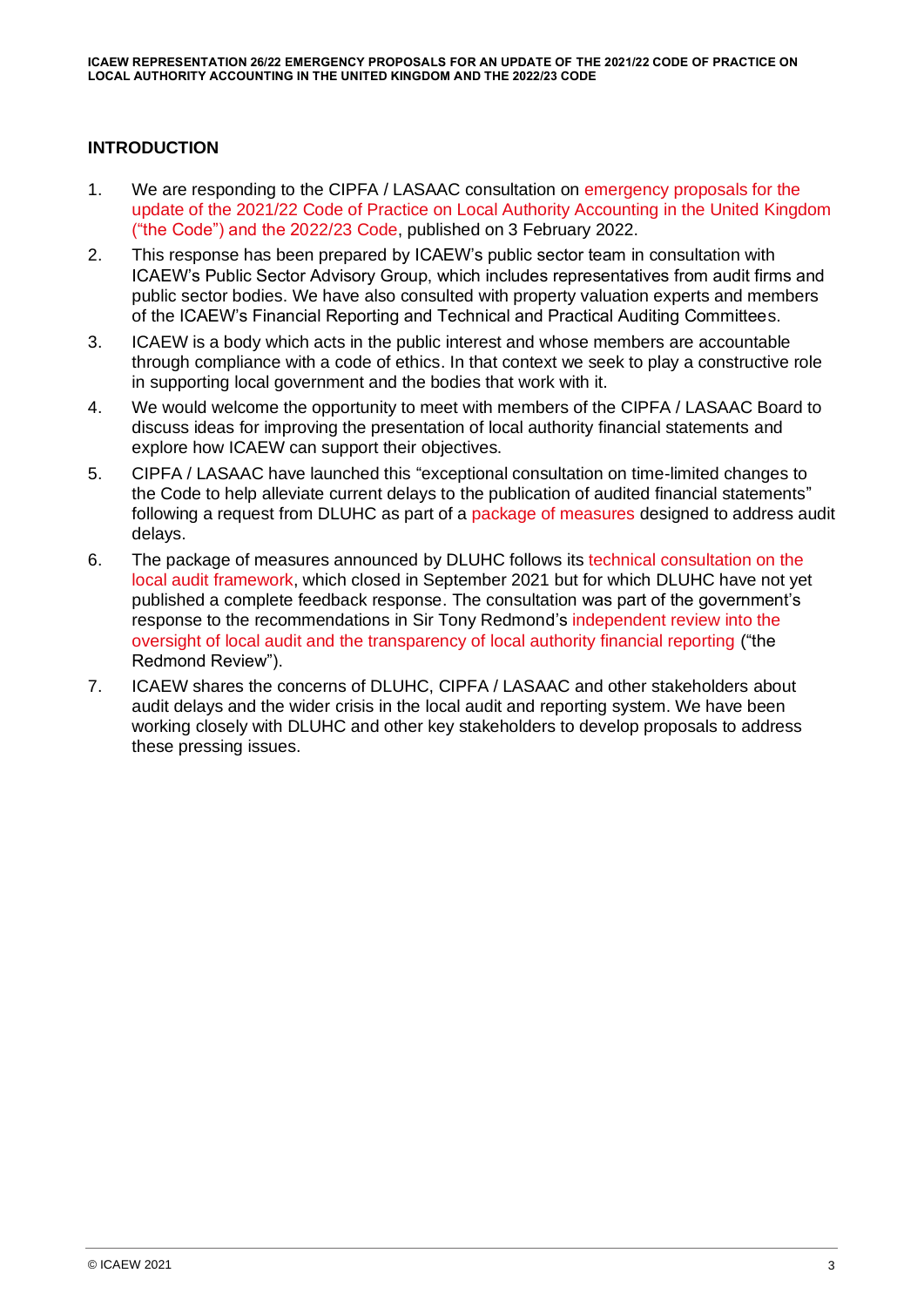## INTRODUCTION

1. We are responding to the CIPFA / LASAAC consultation on emergency proposals for the update of the 2021/22 Code of Practice on Local Authority Accounting in the United Kingdom ("the Code") and the 2022/23 Code, published on 3 February 2022.
2. This response has been prepared by ICAEW's public sector team in consultation with ICAEW's Public Sector Advisory Group, which includes representatives from audit firms and public sector bodies. We have also consulted with property valuation experts and members of the ICAEW's Financial Reporting and Technical and Practical Auditing Committees.
3. ICAEW is a body which acts in the public interest and whose members are accountable through compliance with a code of ethics. In that context we seek to play a constructive role in supporting local government and the bodies that work with it.
4. We would welcome the opportunity to meet with members of the CIPFA / LASAAC Board to discuss ideas for improving the presentation of local authority financial statements and explore how ICAEW can support their objectives.
5. CIPFA / LASAAC have launched this "exceptional consultation on time-limited changes to the Code to help alleviate current delays to the publication of audited financial statements" following a request from DLUHC as part of a package of measures designed to address audit delays.
6. The package of measures announced by DLUHC follows its technical consultation on the local audit framework, which closed in September 2021 but for which DLUHC have not yet published a complete feedback response. The consultation was part of the government's response to the recommendations in Sir Tony Redmond's independent review into the oversight of local audit and the transparency of local authority financial reporting ("the Redmond Review").
7. ICAEW shares the concerns of DLUHC, CIPFA / LASAAC and other stakeholders about audit delays and the wider crisis in the local audit and reporting system. We have been working closely with DLUHC and other key stakeholders to develop proposals to address these pressing issues.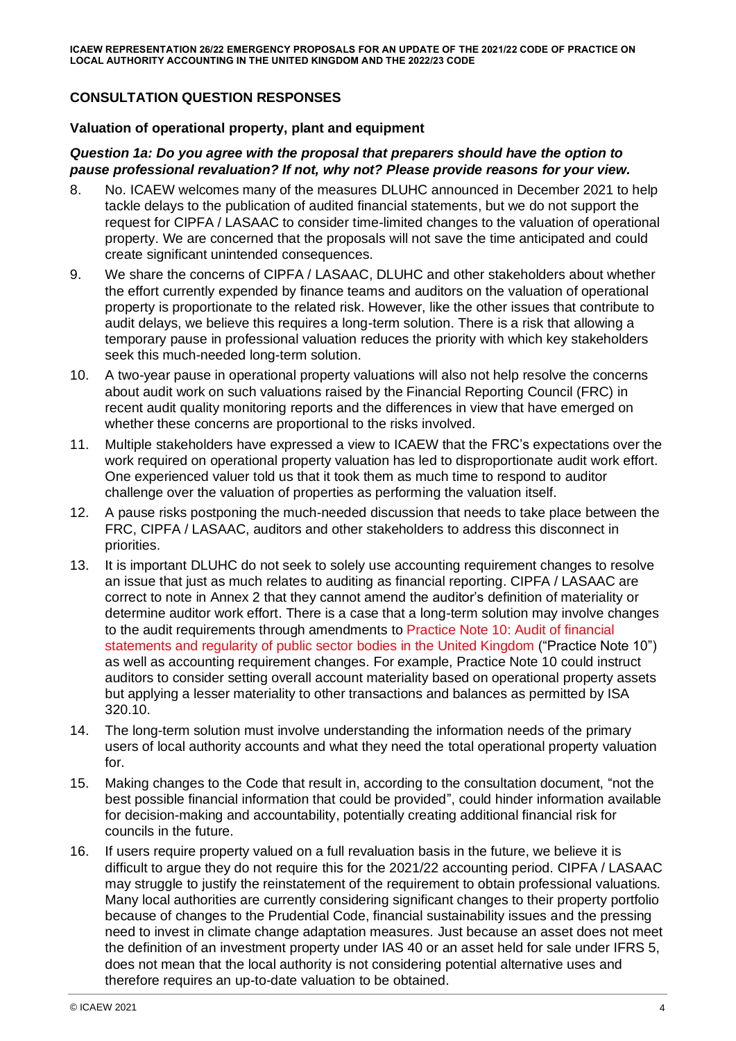## CONSULTATION QUESTION RESPONSES

### Valuation of operational property, plant and equipment

***Question 1a: Do you agree with the proposal that preparers should have the option to pause professional revaluation? If not, why not? Please provide reasons for your view.***

8. No. ICAEW welcomes many of the measures DLUHC announced in December 2021 to help tackle delays to the publication of audited financial statements, but we do not support the request for CIPFA / LASAAC to consider time-limited changes to the valuation of operational property. We are concerned that the proposals will not save the time anticipated and could create significant unintended consequences.
9. We share the concerns of CIPFA / LASAAC, DLUHC and other stakeholders about whether the effort currently expended by finance teams and auditors on the valuation of operational property is proportionate to the related risk. However, like the other issues that contribute to audit delays, we believe this requires a long-term solution. There is a risk that allowing a temporary pause in professional valuation reduces the priority with which key stakeholders seek this much-needed long-term solution.
10. A two-year pause in operational property valuations will also not help resolve the concerns about audit work on such valuations raised by the Financial Reporting Council (FRC) in recent audit quality monitoring reports and the differences in view that have emerged on whether these concerns are proportional to the risks involved.
11. Multiple stakeholders have expressed a view to ICAEW that the FRC's expectations over the work required on operational property valuation has led to disproportionate audit work effort. One experienced valuer told us that it took them as much time to respond to auditor challenge over the valuation of properties as performing the valuation itself.
12. A pause risks postponing the much-needed discussion that needs to take place between the FRC, CIPFA / LASAAC, auditors and other stakeholders to address this disconnect in priorities.
13. It is important DLUHC do not seek to solely use accounting requirement changes to resolve an issue that just as much relates to auditing as financial reporting. CIPFA / LASAAC are correct to note in Annex 2 that they cannot amend the auditor's definition of materiality or determine auditor work effort. There is a case that a long-term solution may involve changes to the audit requirements through amendments to Practice Note 10: Audit of financial statements and regularity of public sector bodies in the United Kingdom ("Practice Note 10") as well as accounting requirement changes. For example, Practice Note 10 could instruct auditors to consider setting overall account materiality based on operational property assets but applying a lesser materiality to other transactions and balances as permitted by ISA 320.10.
14. The long-term solution must involve understanding the information needs of the primary users of local authority accounts and what they need the total operational property valuation for.
15. Making changes to the Code that result in, according to the consultation document, "not the best possible financial information that could be provided", could hinder information available for decision-making and accountability, potentially creating additional financial risk for councils in the future.
16. If users require property valued on a full revaluation basis in the future, we believe it is difficult to argue they do not require this for the 2021/22 accounting period. CIPFA / LASAAC may struggle to justify the reinstatement of the requirement to obtain professional valuations. Many local authorities are currently considering significant changes to their property portfolio because of changes to the Prudential Code, financial sustainability issues and the pressing need to invest in climate change adaptation measures. Just because an asset does not meet the definition of an investment property under IAS 40 or an asset held for sale under IFRS 5, does not mean that the local authority is not considering potential alternative uses and therefore requires an up-to-date valuation to be obtained.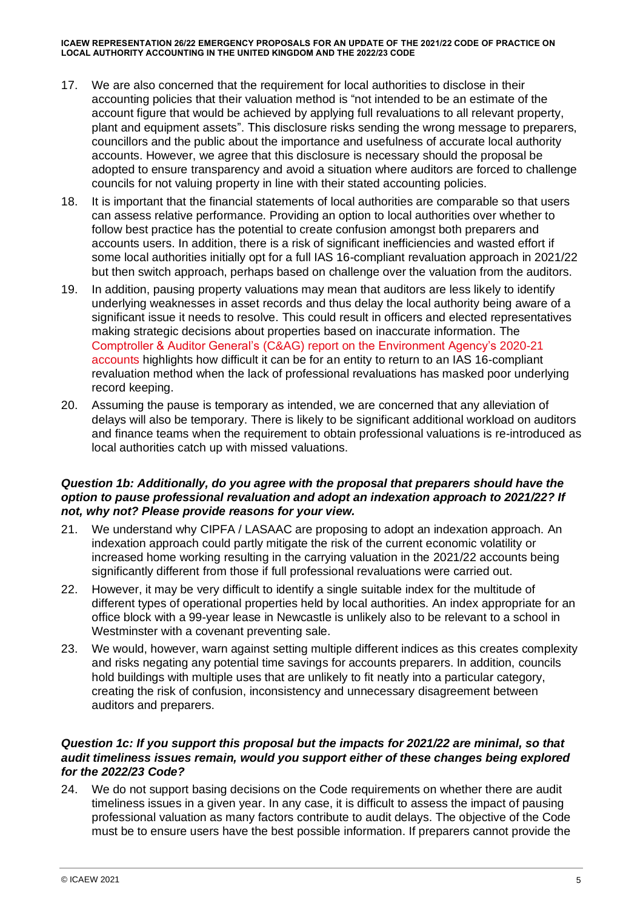17. We are also concerned that the requirement for local authorities to disclose in their accounting policies that their valuation method is "not intended to be an estimate of the account figure that would be achieved by applying full revaluations to all relevant property, plant and equipment assets". This disclosure risks sending the wrong message to preparers, councillors and the public about the importance and usefulness of accurate local authority accounts. However, we agree that this disclosure is necessary should the proposal be adopted to ensure transparency and avoid a situation where auditors are forced to challenge councils for not valuing property in line with their stated accounting policies.

18. It is important that the financial statements of local authorities are comparable so that users can assess relative performance. Providing an option to local authorities over whether to follow best practice has the potential to create confusion amongst both preparers and accounts users. In addition, there is a risk of significant inefficiencies and wasted effort if some local authorities initially opt for a full IAS 16-compliant revaluation approach in 2021/22 but then switch approach, perhaps based on challenge over the valuation from the auditors.

19. In addition, pausing property valuations may mean that auditors are less likely to identify underlying weaknesses in asset records and thus delay the local authority being aware of a significant issue it needs to resolve. This could result in officers and elected representatives making strategic decisions about properties based on inaccurate information. The Comptroller & Auditor General's (C&AG) report on the Environment Agency's 2020-21 accounts highlights how difficult it can be for an entity to return to an IAS 16-compliant revaluation method when the lack of professional revaluations has masked poor underlying record keeping.

20. Assuming the pause is temporary as intended, we are concerned that any alleviation of delays will also be temporary. There is likely to be significant additional workload on auditors and finance teams when the requirement to obtain professional valuations is re-introduced as local authorities catch up with missed valuations.

***Question 1b: Additionally, do you agree with the proposal that preparers should have the option to pause professional revaluation and adopt an indexation approach to 2021/22? If not, why not? Please provide reasons for your view.***

21. We understand why CIPFA / LASAAC are proposing to adopt an indexation approach. An indexation approach could partly mitigate the risk of the current economic volatility or increased home working resulting in the carrying valuation in the 2021/22 accounts being significantly different from those if full professional revaluations were carried out.

22. However, it may be very difficult to identify a single suitable index for the multitude of different types of operational properties held by local authorities. An index appropriate for an office block with a 99-year lease in Newcastle is unlikely also to be relevant to a school in Westminster with a covenant preventing sale.

23. We would, however, warn against setting multiple different indices as this creates complexity and risks negating any potential time savings for accounts preparers. In addition, councils hold buildings with multiple uses that are unlikely to fit neatly into a particular category, creating the risk of confusion, inconsistency and unnecessary disagreement between auditors and preparers.

***Question 1c: If you support this proposal but the impacts for 2021/22 are minimal, so that audit timeliness issues remain, would you support either of these changes being explored for the 2022/23 Code?***

24. We do not support basing decisions on the Code requirements on whether there are audit timeliness issues in a given year. In any case, it is difficult to assess the impact of pausing professional valuation as many factors contribute to audit delays. The objective of the Code must be to ensure users have the best possible information. If preparers cannot provide the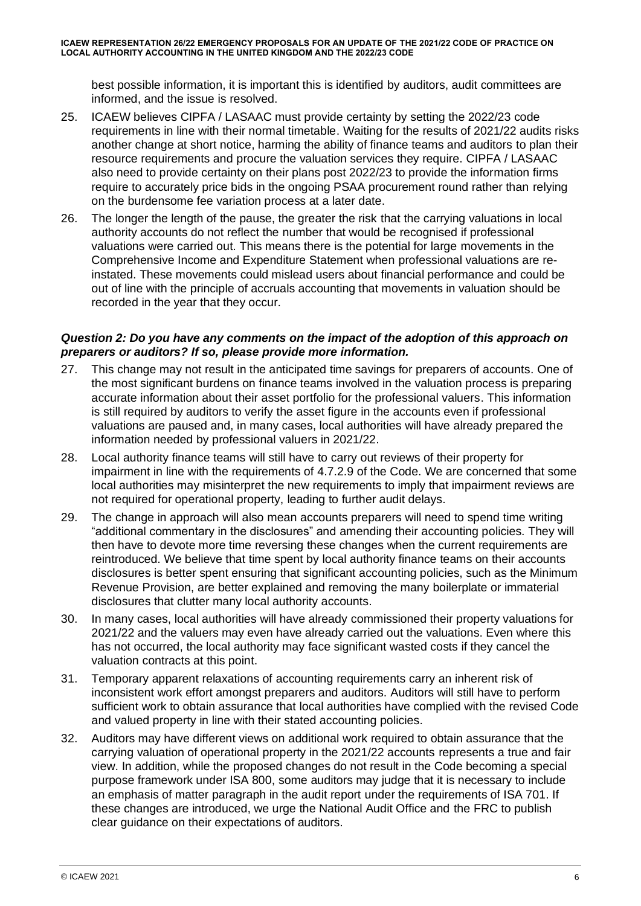best possible information, it is important this is identified by auditors, audit committees are informed, and the issue is resolved.

25. ICAEW believes CIPFA / LASAAC must provide certainty by setting the 2022/23 code requirements in line with their normal timetable. Waiting for the results of 2021/22 audits risks another change at short notice, harming the ability of finance teams and auditors to plan their resource requirements and procure the valuation services they require. CIPFA / LASAAC also need to provide certainty on their plans post 2022/23 to provide the information firms require to accurately price bids in the ongoing PSAA procurement round rather than relying on the burdensome fee variation process at a later date.
26. The longer the length of the pause, the greater the risk that the carrying valuations in local authority accounts do not reflect the number that would be recognised if professional valuations were carried out. This means there is the potential for large movements in the Comprehensive Income and Expenditure Statement when professional valuations are re-instated. These movements could mislead users about financial performance and could be out of line with the principle of accruals accounting that movements in valuation should be recorded in the year that they occur.

***Question 2: Do you have any comments on the impact of the adoption of this approach on preparers or auditors? If so, please provide more information.***

27. This change may not result in the anticipated time savings for preparers of accounts. One of the most significant burdens on finance teams involved in the valuation process is preparing accurate information about their asset portfolio for the professional valuers. This information is still required by auditors to verify the asset figure in the accounts even if professional valuations are paused and, in many cases, local authorities will have already prepared the information needed by professional valuers in 2021/22.
28. Local authority finance teams will still have to carry out reviews of their property for impairment in line with the requirements of 4.7.2.9 of the Code. We are concerned that some local authorities may misinterpret the new requirements to imply that impairment reviews are not required for operational property, leading to further audit delays.
29. The change in approach will also mean accounts preparers will need to spend time writing "additional commentary in the disclosures" and amending their accounting policies. They will then have to devote more time reversing these changes when the current requirements are reintroduced. We believe that time spent by local authority finance teams on their accounts disclosures is better spent ensuring that significant accounting policies, such as the Minimum Revenue Provision, are better explained and removing the many boilerplate or immaterial disclosures that clutter many local authority accounts.
30. In many cases, local authorities will have already commissioned their property valuations for 2021/22 and the valuers may even have already carried out the valuations. Even where this has not occurred, the local authority may face significant wasted costs if they cancel the valuation contracts at this point.
31. Temporary apparent relaxations of accounting requirements carry an inherent risk of inconsistent work effort amongst preparers and auditors. Auditors will still have to perform sufficient work to obtain assurance that local authorities have complied with the revised Code and valued property in line with their stated accounting policies.
32. Auditors may have different views on additional work required to obtain assurance that the carrying valuation of operational property in the 2021/22 accounts represents a true and fair view. In addition, while the proposed changes do not result in the Code becoming a special purpose framework under ISA 800, some auditors may judge that it is necessary to include an emphasis of matter paragraph in the audit report under the requirements of ISA 701. If these changes are introduced, we urge the National Audit Office and the FRC to publish clear guidance on their expectations of auditors.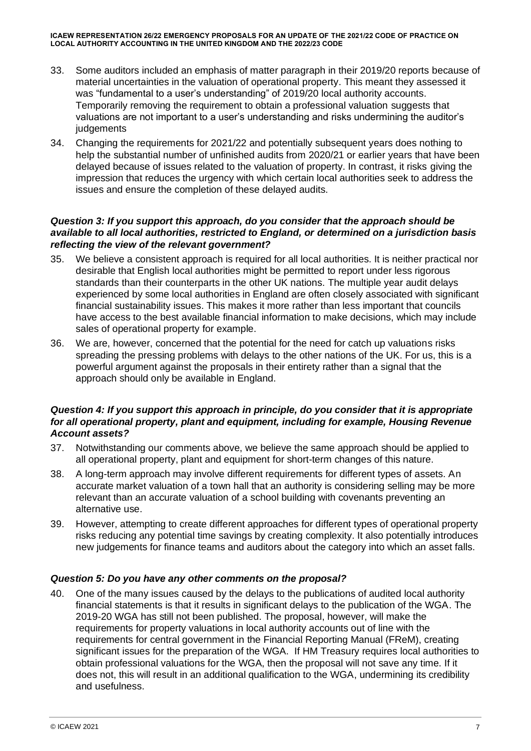33. Some auditors included an emphasis of matter paragraph in their 2019/20 reports because of material uncertainties in the valuation of operational property. This meant they assessed it was "fundamental to a user's understanding" of 2019/20 local authority accounts. Temporarily removing the requirement to obtain a professional valuation suggests that valuations are not important to a user's understanding and risks undermining the auditor's judgements

34. Changing the requirements for 2021/22 and potentially subsequent years does nothing to help the substantial number of unfinished audits from 2020/21 or earlier years that have been delayed because of issues related to the valuation of property. In contrast, it risks giving the impression that reduces the urgency with which certain local authorities seek to address the issues and ensure the completion of these delayed audits.

### *Question 3: If you support this approach, do you consider that the approach should be available to all local authorities, restricted to England, or determined on a jurisdiction basis reflecting the view of the relevant government?*

35. We believe a consistent approach is required for all local authorities. It is neither practical nor desirable that English local authorities might be permitted to report under less rigorous standards than their counterparts in the other UK nations. The multiple year audit delays experienced by some local authorities in England are often closely associated with significant financial sustainability issues. This makes it more rather than less important that councils have access to the best available financial information to make decisions, which may include sales of operational property for example.

36. We are, however, concerned that the potential for the need for catch up valuations risks spreading the pressing problems with delays to the other nations of the UK. For us, this is a powerful argument against the proposals in their entirety rather than a signal that the approach should only be available in England.

### *Question 4: If you support this approach in principle, do you consider that it is appropriate for all operational property, plant and equipment, including for example, Housing Revenue Account assets?*

37. Notwithstanding our comments above, we believe the same approach should be applied to all operational property, plant and equipment for short-term changes of this nature.

38. A long-term approach may involve different requirements for different types of assets. An accurate market valuation of a town hall that an authority is considering selling may be more relevant than an accurate valuation of a school building with covenants preventing an alternative use.

39. However, attempting to create different approaches for different types of operational property risks reducing any potential time savings by creating complexity. It also potentially introduces new judgements for finance teams and auditors about the category into which an asset falls.

### *Question 5: Do you have any other comments on the proposal?*

40. One of the many issues caused by the delays to the publications of audited local authority financial statements is that it results in significant delays to the publication of the WGA. The 2019-20 WGA has still not been published. The proposal, however, will make the requirements for property valuations in local authority accounts out of line with the requirements for central government in the Financial Reporting Manual (FReM), creating significant issues for the preparation of the WGA. If HM Treasury requires local authorities to obtain professional valuations for the WGA, then the proposal will not save any time. If it does not, this will result in an additional qualification to the WGA, undermining its credibility and usefulness.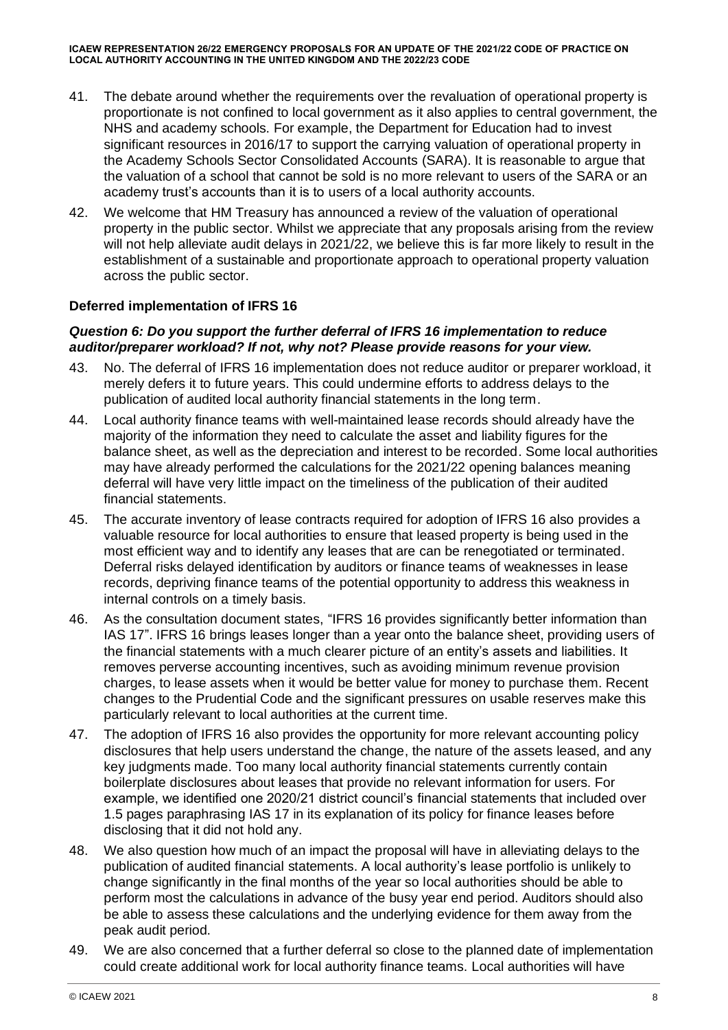41. The debate around whether the requirements over the revaluation of operational property is proportionate is not confined to local government as it also applies to central government, the NHS and academy schools. For example, the Department for Education had to invest significant resources in 2016/17 to support the carrying valuation of operational property in the Academy Schools Sector Consolidated Accounts (SARA). It is reasonable to argue that the valuation of a school that cannot be sold is no more relevant to users of the SARA or an academy trust's accounts than it is to users of a local authority accounts.

42. We welcome that HM Treasury has announced a review of the valuation of operational property in the public sector. Whilst we appreciate that any proposals arising from the review will not help alleviate audit delays in 2021/22, we believe this is far more likely to result in the establishment of a sustainable and proportionate approach to operational property valuation across the public sector.

### Deferred implementation of IFRS 16

***Question 6: Do you support the further deferral of IFRS 16 implementation to reduce auditor/preparer workload? If not, why not? Please provide reasons for your view.***

43. No. The deferral of IFRS 16 implementation does not reduce auditor or preparer workload, it merely defers it to future years. This could undermine efforts to address delays to the publication of audited local authority financial statements in the long term.

44. Local authority finance teams with well-maintained lease records should already have the majority of the information they need to calculate the asset and liability figures for the balance sheet, as well as the depreciation and interest to be recorded. Some local authorities may have already performed the calculations for the 2021/22 opening balances meaning deferral will have very little impact on the timeliness of the publication of their audited financial statements.

45. The accurate inventory of lease contracts required for adoption of IFRS 16 also provides a valuable resource for local authorities to ensure that leased property is being used in the most efficient way and to identify any leases that are can be renegotiated or terminated. Deferral risks delayed identification by auditors or finance teams of weaknesses in lease records, depriving finance teams of the potential opportunity to address this weakness in internal controls on a timely basis.

46. As the consultation document states, "IFRS 16 provides significantly better information than IAS 17". IFRS 16 brings leases longer than a year onto the balance sheet, providing users of the financial statements with a much clearer picture of an entity's assets and liabilities. It removes perverse accounting incentives, such as avoiding minimum revenue provision charges, to lease assets when it would be better value for money to purchase them. Recent changes to the Prudential Code and the significant pressures on usable reserves make this particularly relevant to local authorities at the current time.

47. The adoption of IFRS 16 also provides the opportunity for more relevant accounting policy disclosures that help users understand the change, the nature of the assets leased, and any key judgments made. Too many local authority financial statements currently contain boilerplate disclosures about leases that provide no relevant information for users. For example, we identified one 2020/21 district council's financial statements that included over 1.5 pages paraphrasing IAS 17 in its explanation of its policy for finance leases before disclosing that it did not hold any.

48. We also question how much of an impact the proposal will have in alleviating delays to the publication of audited financial statements. A local authority's lease portfolio is unlikely to change significantly in the final months of the year so local authorities should be able to perform most the calculations in advance of the busy year end period. Auditors should also be able to assess these calculations and the underlying evidence for them away from the peak audit period.

49. We are also concerned that a further deferral so close to the planned date of implementation could create additional work for local authority finance teams. Local authorities will have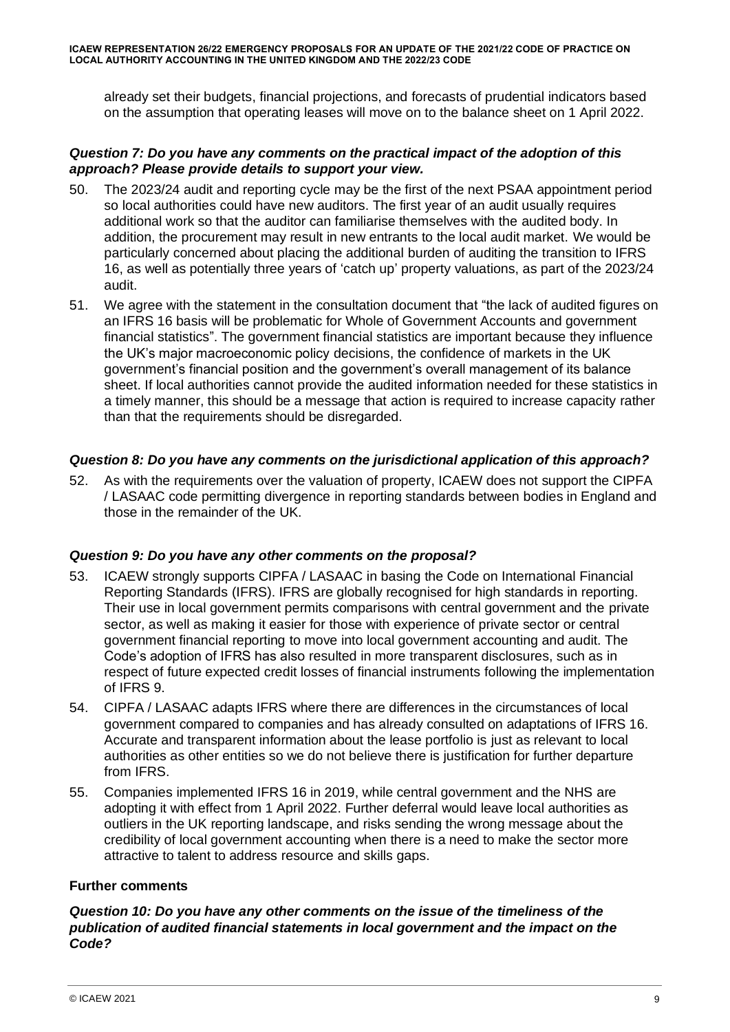already set their budgets, financial projections, and forecasts of prudential indicators based on the assumption that operating leases will move on to the balance sheet on 1 April 2022.

***Question 7: Do you have any comments on the practical impact of the adoption of this approach? Please provide details to support your view.***

50. The 2023/24 audit and reporting cycle may be the first of the next PSAA appointment period so local authorities could have new auditors. The first year of an audit usually requires additional work so that the auditor can familiarise themselves with the audited body. In addition, the procurement may result in new entrants to the local audit market. We would be particularly concerned about placing the additional burden of auditing the transition to IFRS 16, as well as potentially three years of 'catch up' property valuations, as part of the 2023/24 audit.

51. We agree with the statement in the consultation document that "the lack of audited figures on an IFRS 16 basis will be problematic for Whole of Government Accounts and government financial statistics". The government financial statistics are important because they influence the UK's major macroeconomic policy decisions, the confidence of markets in the UK government's financial position and the government's overall management of its balance sheet. If local authorities cannot provide the audited information needed for these statistics in a timely manner, this should be a message that action is required to increase capacity rather than that the requirements should be disregarded.

***Question 8: Do you have any comments on the jurisdictional application of this approach?***

52. As with the requirements over the valuation of property, ICAEW does not support the CIPFA / LASAAC code permitting divergence in reporting standards between bodies in England and those in the remainder of the UK.

***Question 9: Do you have any other comments on the proposal?***

53. ICAEW strongly supports CIPFA / LASAAC in basing the Code on International Financial Reporting Standards (IFRS). IFRS are globally recognised for high standards in reporting. Their use in local government permits comparisons with central government and the private sector, as well as making it easier for those with experience of private sector or central government financial reporting to move into local government accounting and audit. The Code's adoption of IFRS has also resulted in more transparent disclosures, such as in respect of future expected credit losses of financial instruments following the implementation of IFRS 9.

54. CIPFA / LASAAC adapts IFRS where there are differences in the circumstances of local government compared to companies and has already consulted on adaptations of IFRS 16. Accurate and transparent information about the lease portfolio is just as relevant to local authorities as other entities so we do not believe there is justification for further departure from IFRS.

55. Companies implemented IFRS 16 in 2019, while central government and the NHS are adopting it with effect from 1 April 2022. Further deferral would leave local authorities as outliers in the UK reporting landscape, and risks sending the wrong message about the credibility of local government accounting when there is a need to make the sector more attractive to talent to address resource and skills gaps.

**Further comments**

***Question 10: Do you have any other comments on the issue of the timeliness of the publication of audited financial statements in local government and the impact on the Code?***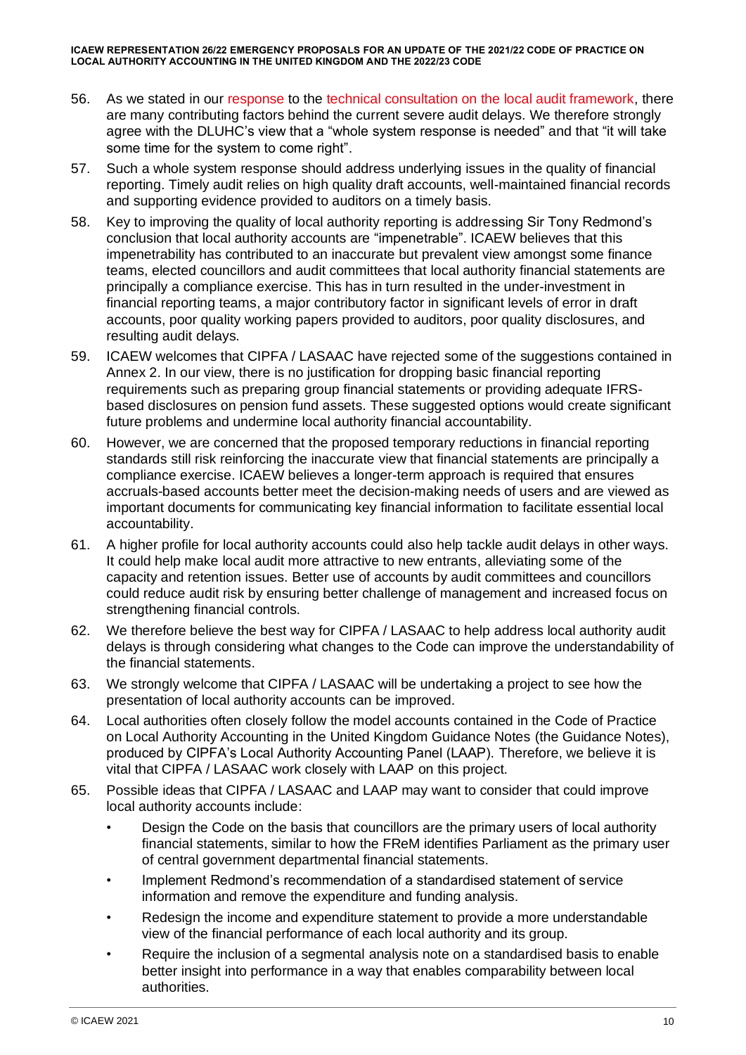56. As we stated in our response to the technical consultation on the local audit framework, there are many contributing factors behind the current severe audit delays. We therefore strongly agree with the DLUHC's view that a "whole system response is needed" and that "it will take some time for the system to come right".

57. Such a whole system response should address underlying issues in the quality of financial reporting. Timely audit relies on high quality draft accounts, well-maintained financial records and supporting evidence provided to auditors on a timely basis.

58. Key to improving the quality of local authority reporting is addressing Sir Tony Redmond's conclusion that local authority accounts are "impenetrable". ICAEW believes that this impenetrability has contributed to an inaccurate but prevalent view amongst some finance teams, elected councillors and audit committees that local authority financial statements are principally a compliance exercise. This has in turn resulted in the under-investment in financial reporting teams, a major contributory factor in significant levels of error in draft accounts, poor quality audit working papers provided to auditors, poor quality disclosures, and resulting audit delays.

59. ICAEW welcomes that CIPFA / LASAAC have rejected some of the suggestions contained in Annex 2. In our view, there is no justification for dropping basic financial reporting requirements such as preparing group financial statements or providing adequate IFRS-based disclosures on pension fund assets. These suggested options would create significant future problems and undermine local authority financial accountability.

60. However, we are concerned that the proposed temporary reductions in financial reporting standards still risk reinforcing the inaccurate view that financial statements are principally a compliance exercise. ICAEW believes a longer-term approach is required that ensures accruals-based accounts better meet the decision-making needs of users and are viewed as important documents for communicating key financial information to facilitate essential local accountability.

61. A higher profile for local authority accounts could also help tackle audit delays in other ways. It could help make local audit more attractive to new entrants, alleviating some of the capacity and retention issues. Better use of accounts by audit committees and councillors could reduce audit risk by ensuring better challenge of management and increased focus on strengthening financial controls.

62. We therefore believe the best way for CIPFA / LASAAC to help address local authority audit delays is through considering what changes to the Code can improve the understandability of the financial statements.

63. We strongly welcome that CIPFA / LASAAC will be undertaking a project to see how the presentation of local authority accounts can be improved.

64. Local authorities often closely follow the model accounts contained in the Code of Practice on Local Authority Accounting in the United Kingdom Guidance Notes (the Guidance Notes), produced by CIPFA's Local Authority Accounting Panel (LAAP). Therefore, we believe it is vital that CIPFA / LASAAC work closely with LAAP on this project.

65. Possible ideas that CIPFA / LASAAC and LAAP may want to consider that could improve local authority accounts include:
    - Design the Code on the basis that councillors are the primary users of local authority financial statements, similar to how the FReM identifies Parliament as the primary user of central government departmental financial statements.
    - Implement Redmond's recommendation of a standardised statement of service information and remove the expenditure and funding analysis.
    - Redesign the income and expenditure statement to provide a more understandable view of the financial performance of each local authority and its group.
    - Require the inclusion of a segmental analysis note on a standardised basis to enable better insight into performance in a way that enables comparability between local authorities.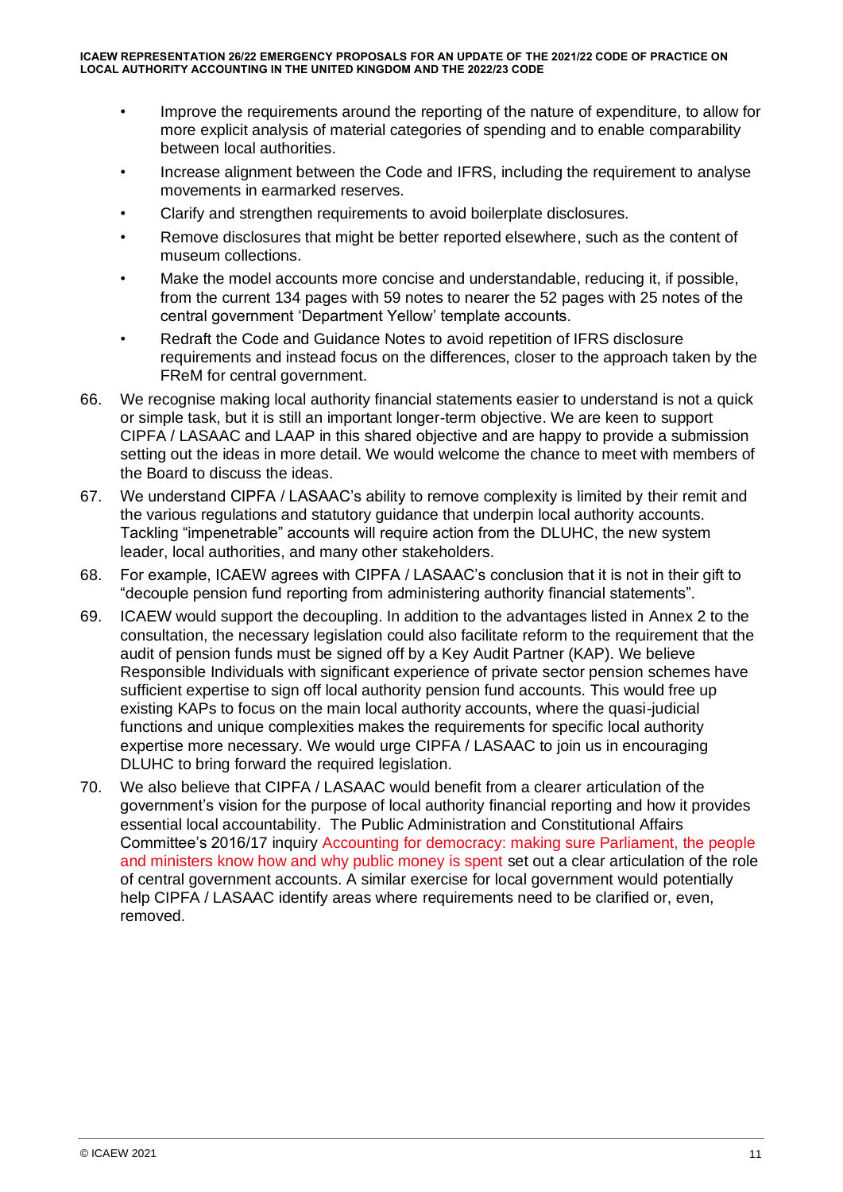- Improve the requirements around the reporting of the nature of expenditure, to allow for more explicit analysis of material categories of spending and to enable comparability between local authorities.
- Increase alignment between the Code and IFRS, including the requirement to analyse movements in earmarked reserves.
- Clarify and strengthen requirements to avoid boilerplate disclosures.
- Remove disclosures that might be better reported elsewhere, such as the content of museum collections.
- Make the model accounts more concise and understandable, reducing it, if possible, from the current 134 pages with 59 notes to nearer the 52 pages with 25 notes of the central government 'Department Yellow' template accounts.
- Redraft the Code and Guidance Notes to avoid repetition of IFRS disclosure requirements and instead focus on the differences, closer to the approach taken by the FReM for central government.

66. We recognise making local authority financial statements easier to understand is not a quick or simple task, but it is still an important longer-term objective. We are keen to support CIPFA / LASAAC and LAAP in this shared objective and are happy to provide a submission setting out the ideas in more detail. We would welcome the chance to meet with members of the Board to discuss the ideas.

67. We understand CIPFA / LASAAC's ability to remove complexity is limited by their remit and the various regulations and statutory guidance that underpin local authority accounts. Tackling "impenetrable" accounts will require action from the DLUHC, the new system leader, local authorities, and many other stakeholders.

68. For example, ICAEW agrees with CIPFA / LASAAC's conclusion that it is not in their gift to "decouple pension fund reporting from administering authority financial statements".

69. ICAEW would support the decoupling. In addition to the advantages listed in Annex 2 to the consultation, the necessary legislation could also facilitate reform to the requirement that the audit of pension funds must be signed off by a Key Audit Partner (KAP). We believe Responsible Individuals with significant experience of private sector pension schemes have sufficient expertise to sign off local authority pension fund accounts. This would free up existing KAPs to focus on the main local authority accounts, where the quasi-judicial functions and unique complexities makes the requirements for specific local authority expertise more necessary. We would urge CIPFA / LASAAC to join us in encouraging DLUHC to bring forward the required legislation.

70. We also believe that CIPFA / LASAAC would benefit from a clearer articulation of the government's vision for the purpose of local authority financial reporting and how it provides essential local accountability. The Public Administration and Constitutional Affairs Committee's 2016/17 inquiry Accounting for democracy: making sure Parliament, the people and ministers know how and why public money is spent set out a clear articulation of the role of central government accounts. A similar exercise for local government would potentially help CIPFA / LASAAC identify areas where requirements need to be clarified or, even, removed.